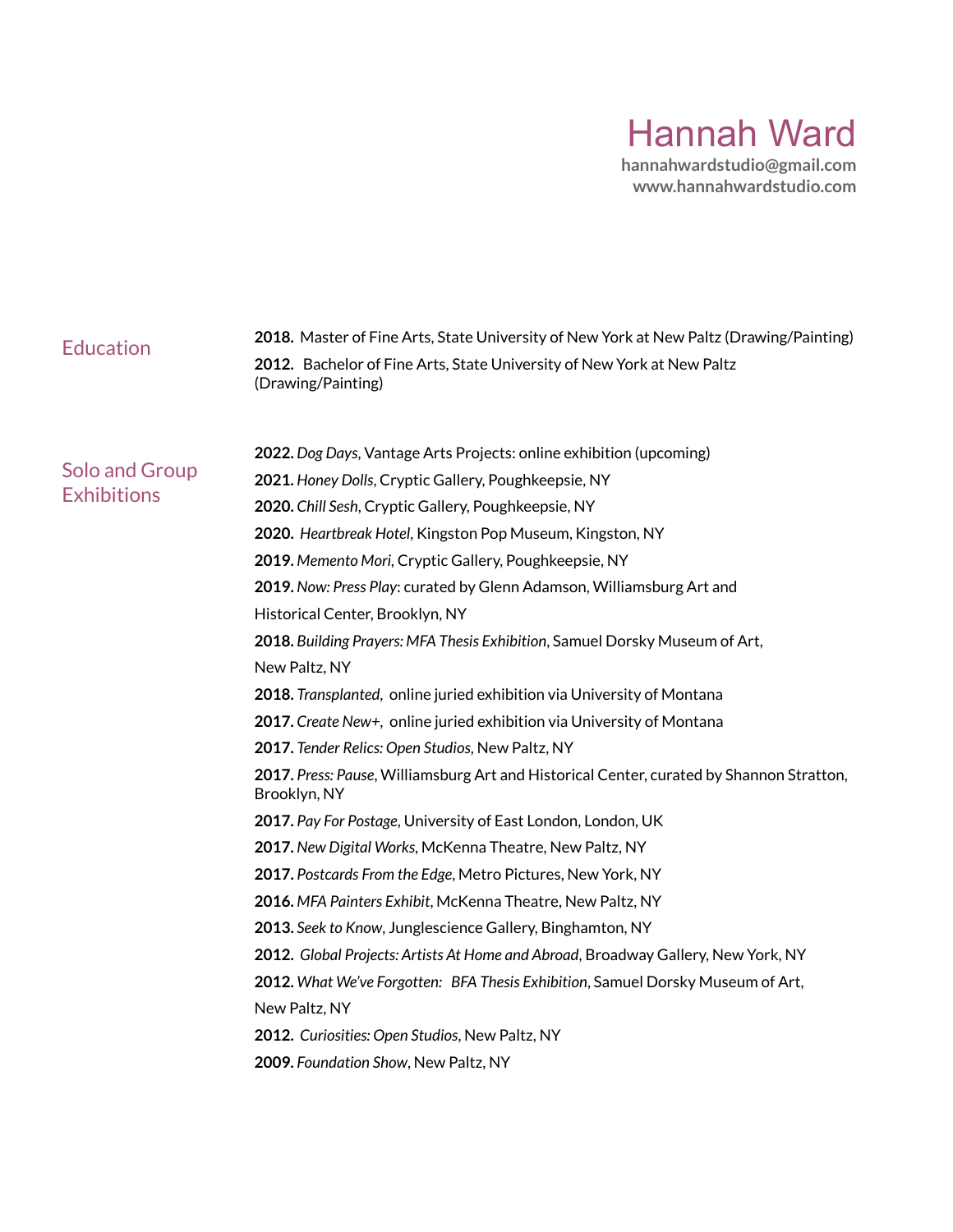# Hannah Ward

**hannahwardstudio@gmail.com**
**www.hannahwardstudio.com**

## Education

**2018.** Master of Fine Arts, State University of New York at New Paltz (Drawing/Painting)

**2012.** Bachelor of Fine Arts, State University of New York at New Paltz (Drawing/Painting)

## Solo and Group Exhibitions

**2022.** *Dog Days*, Vantage Arts Projects: online exhibition (upcoming)

**2021.** *Honey Dolls*, Cryptic Gallery, Poughkeepsie, NY

**2020.** *Chill Sesh*, Cryptic Gallery, Poughkeepsie, NY

**2020.** *Heartbreak Hotel*, Kingston Pop Museum, Kingston, NY

**2019.** *Memento Mori*, Cryptic Gallery, Poughkeepsie, NY

**2019.** *Now: Press Play*: curated by Glenn Adamson, Williamsburg Art and Historical Center, Brooklyn, NY

**2018.** *Building Prayers: MFA Thesis Exhibition*, Samuel Dorsky Museum of Art, New Paltz, NY

**2018.** *Transplanted*, online juried exhibition via University of Montana

**2017.** *Create New+*, online juried exhibition via University of Montana

**2017.** *Tender Relics: Open Studios*, New Paltz, NY

**2017.** *Press: Pause*, Williamsburg Art and Historical Center, curated by Shannon Stratton, Brooklyn, NY

**2017.** *Pay For Postage*, University of East London, London, UK

**2017.** *New Digital Works*, McKenna Theatre, New Paltz, NY

**2017.** *Postcards From the Edge*, Metro Pictures, New York, NY

**2016.** *MFA Painters Exhibit*, McKenna Theatre, New Paltz, NY

**2013.** *Seek to Know*, Junglescience Gallery, Binghamton, NY

**2012.** *Global Projects: Artists At Home and Abroad*, Broadway Gallery, New York, NY

**2012.** *What We've Forgotten: BFA Thesis Exhibition*, Samuel Dorsky Museum of Art, New Paltz, NY

**2012.** *Curiosities: Open Studios*, New Paltz, NY

**2009.** *Foundation Show*, New Paltz, NY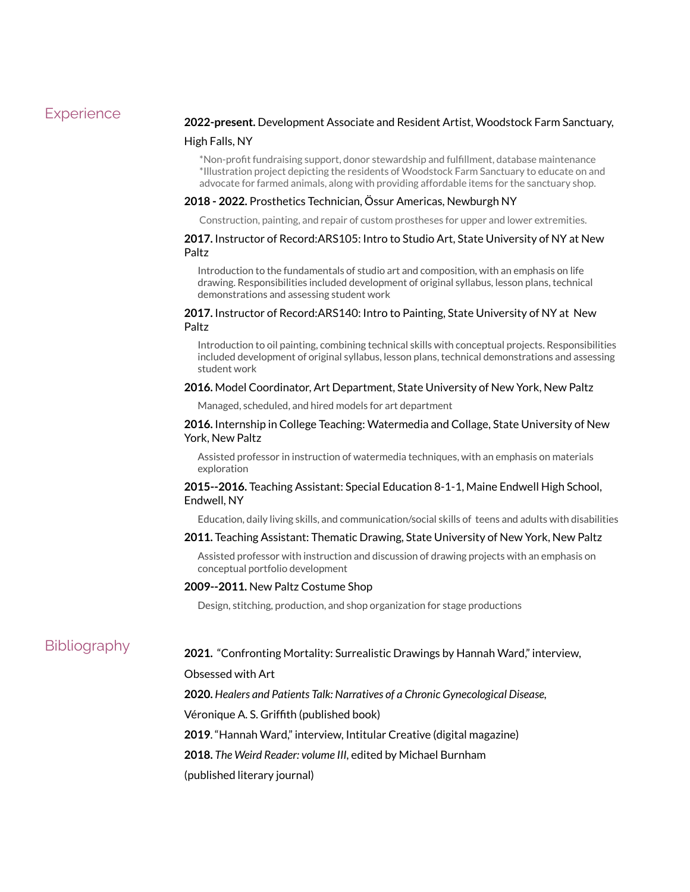## Experience

**2022-present.** Development Associate and Resident Artist, Woodstock Farm Sanctuary, High Falls, NY

*Non-profit fundraising support, donor stewardship and fulfillment, database maintenance
*Illustration project depicting the residents of Woodstock Farm Sanctuary to educate on and advocate for farmed animals, along with providing affordable items for the sanctuary shop.

**2018 - 2022.** Prosthetics Technician, Össur Americas, Newburgh NY

Construction, painting, and repair of custom prostheses for upper and lower extremities.

**2017.** Instructor of Record:ARS105: Intro to Studio Art, State University of NY at New Paltz

Introduction to the fundamentals of studio art and composition, with an emphasis on life drawing. Responsibilities included development of original syllabus, lesson plans, technical demonstrations and assessing student work

**2017.** Instructor of Record:ARS140: Intro to Painting, State University of NY at New Paltz

Introduction to oil painting, combining technical skills with conceptual projects. Responsibilities included development of original syllabus, lesson plans, technical demonstrations and assessing student work

**2016.** Model Coordinator, Art Department, State University of New York, New Paltz

Managed, scheduled, and hired models for art department

**2016.** Internship in College Teaching: Watermedia and Collage, State University of New York, New Paltz

Assisted professor in instruction of watermedia techniques, with an emphasis on materials exploration

**2015--2016.** Teaching Assistant: Special Education 8-1-1, Maine Endwell High School, Endwell, NY

Education, daily living skills, and communication/social skills of teens and adults with disabilities

**2011.** Teaching Assistant: Thematic Drawing, State University of New York, New Paltz

Assisted professor with instruction and discussion of drawing projects with an emphasis on conceptual portfolio development

**2009--2011.** New Paltz Costume Shop

Design, stitching, production, and shop organization for stage productions

## Bibliography

**2021.** "Confronting Mortality: Surrealistic Drawings by Hannah Ward," interview, Obsessed with Art

**2020.** *Healers and Patients Talk: Narratives of a Chronic Gynecological Disease*, Véronique A. S. Griffith (published book)

**2019**. "Hannah Ward," interview, Intitular Creative (digital magazine)

**2018.** *The Weird Reader: volume III*, edited by Michael Burnham (published literary journal)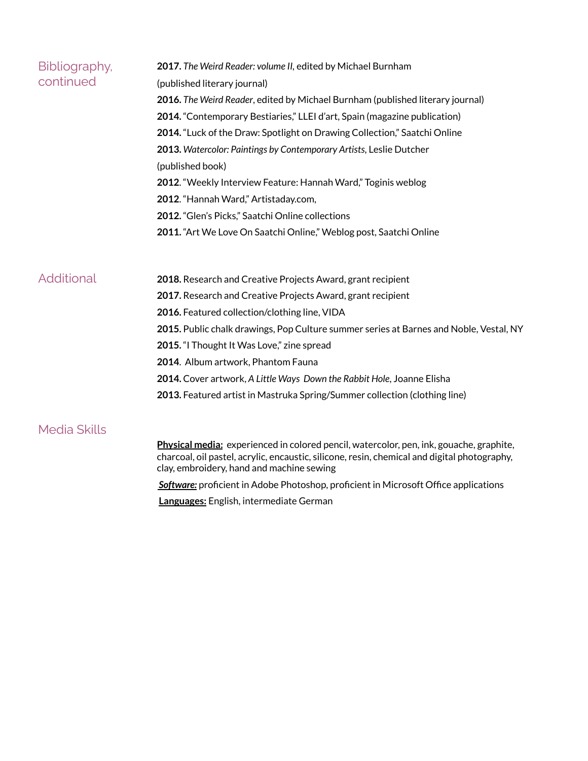## Bibliography, continued

**2017.** *The Weird Reader: volume II*, edited by Michael Burnham (published literary journal)

**2016.** *The Weird Reader*, edited by Michael Burnham (published literary journal)

**2014.** "Contemporary Bestiaries," LLEI d'art, Spain (magazine publication)

**2014.** "Luck of the Draw: Spotlight on Drawing Collection," Saatchi Online

**2013.** *Watercolor: Paintings by Contemporary Artists*, Leslie Dutcher (published book)

**2012**. "Weekly Interview Feature: Hannah Ward," Toginis weblog

**2012**. "Hannah Ward," Artistaday.com,

**2012.** "Glen's Picks," Saatchi Online collections

**2011.** "Art We Love On Saatchi Online," Weblog post, Saatchi Online

## Additional

**2018.** Research and Creative Projects Award, grant recipient

**2017.** Research and Creative Projects Award, grant recipient

**2016.** Featured collection/clothing line, VIDA

**2015.** Public chalk drawings, Pop Culture summer series at Barnes and Noble, Vestal, NY

**2015.** "I Thought It Was Love," zine spread

**2014**. Album artwork, Phantom Fauna

**2014.** Cover artwork, *A Little Ways Down the Rabbit Hole*, Joanne Elisha

**2013.** Featured artist in Mastruka Spring/Summer collection (clothing line)

## Media Skills

**Physical media:** experienced in colored pencil, watercolor, pen, ink, gouache, graphite, charcoal, oil pastel, acrylic, encaustic, silicone, resin, chemical and digital photography, clay, embroidery, hand and machine sewing

***Software:*** proficient in Adobe Photoshop, proficient in Microsoft Office applications

**Languages:** English, intermediate German